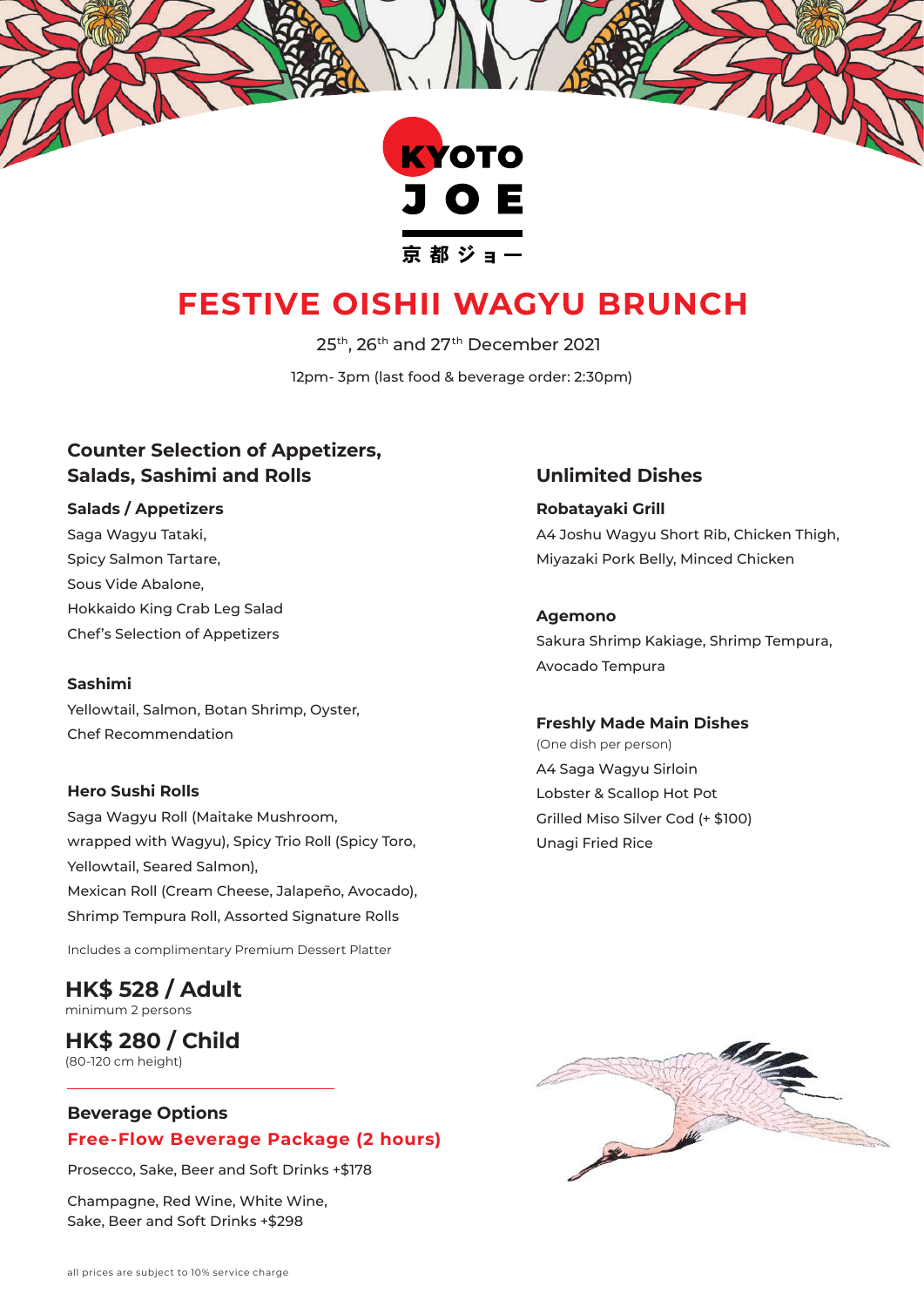KYOTO JOE

京都ジョー

# FESTIVE OISHII WAGYU BRUNCH

25th, 26th and 27th December 2021

12pm- 3pm (last food & beverage order: 2:30pm)

## Counter Selection of Appetizers, Salads, Sashimi and Rolls

### Salads / Appetizers

Saga Wagyu Tataki,
Spicy Salmon Tartare,
Sous Vide Abalone,
Hokkaido King Crab Leg Salad
Chef's Selection of Appetizers

### Sashimi

Yellowtail, Salmon, Botan Shrimp, Oyster,
Chef Recommendation

### Hero Sushi Rolls

Saga Wagyu Roll (Maitake Mushroom, wrapped with Wagyu), Spicy Trio Roll (Spicy Toro, Yellowtail, Seared Salmon),
Mexican Roll (Cream Cheese, Jalapeño, Avocado),
Shrimp Tempura Roll, Assorted Signature Rolls

Includes a complimentary Premium Dessert Platter

## Unlimited Dishes

### Robatayaki Grill

A4 Joshu Wagyu Short Rib, Chicken Thigh,
Miyazaki Pork Belly, Minced Chicken

### Agemono

Sakura Shrimp Kakiage, Shrimp Tempura,
Avocado Tempura

### Freshly Made Main Dishes

(One dish per person)

A4 Saga Wagyu Sirloin
Lobster & Scallop Hot Pot
Grilled Miso Silver Cod (+ $100)
Unagi Fried Rice

**HK$ 528 / Adult**
minimum 2 persons

**HK$ 280 / Child**
(80-120 cm height)

---

### Beverage Options

**Free-Flow Beverage Package (2 hours)**

Prosecco, Sake, Beer and Soft Drinks +$178

Champagne, Red Wine, White Wine,
Sake, Beer and Soft Drinks +$298

all prices are subject to 10% service charge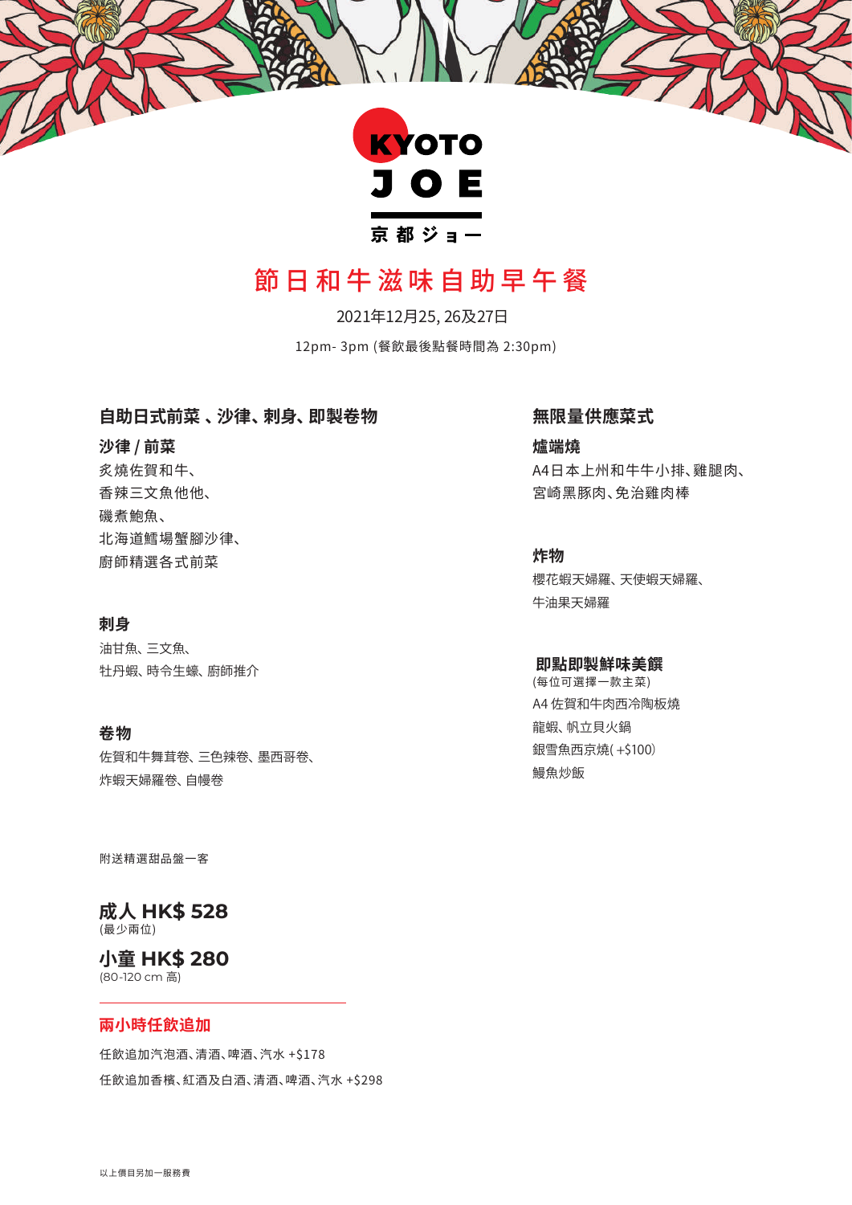KYOTO JOE

京都ジョー

# 節日和牛滋味自助早午餐

2021年12月25, 26及27日

12pm- 3pm (餐飲最後點餐時間為 2:30pm)

## 自助日式前菜 、沙律、刺身、即製卷物

### 沙律 / 前菜

炙燒佐賀和牛、
香辣三文魚他他、
磯煮鮑魚、
北海道鱈場蟹腳沙律、
廚師精選各式前菜

### 刺身

油甘魚、三文魚、
牡丹蝦、時令生蠔、廚師推介

### 卷物

佐賀和牛舞茸卷、三色辣卷、墨西哥卷、
炸蝦天婦羅卷、自慢卷

## 無限量供應菜式

### 爐端燒

A4日本上州和牛牛小排、雞腿肉、
宮崎黑豚肉、免治雞肉棒

### 炸物

櫻花蝦天婦羅、天使蝦天婦羅、
牛油果天婦羅

### 即點即製鮮味美饌

(每位可選擇一款主菜)

A4 佐賀和牛肉西冷陶板燒
龍蝦、帆立貝火鍋
銀雪魚西京燒( +$100)
鰻魚炒飯

附送精選甜品盤一客

**成人 HK$ 528**
(最少兩位)

**小童 HK$ 280**
(80-120 cm 高)

## 兩小時任飲追加

任飲追加汽泡酒、清酒、啤酒、汽水 +$178

任飲追加香檳、紅酒及白酒、清酒、啤酒、汽水 +$298

以上價目另加一服務費